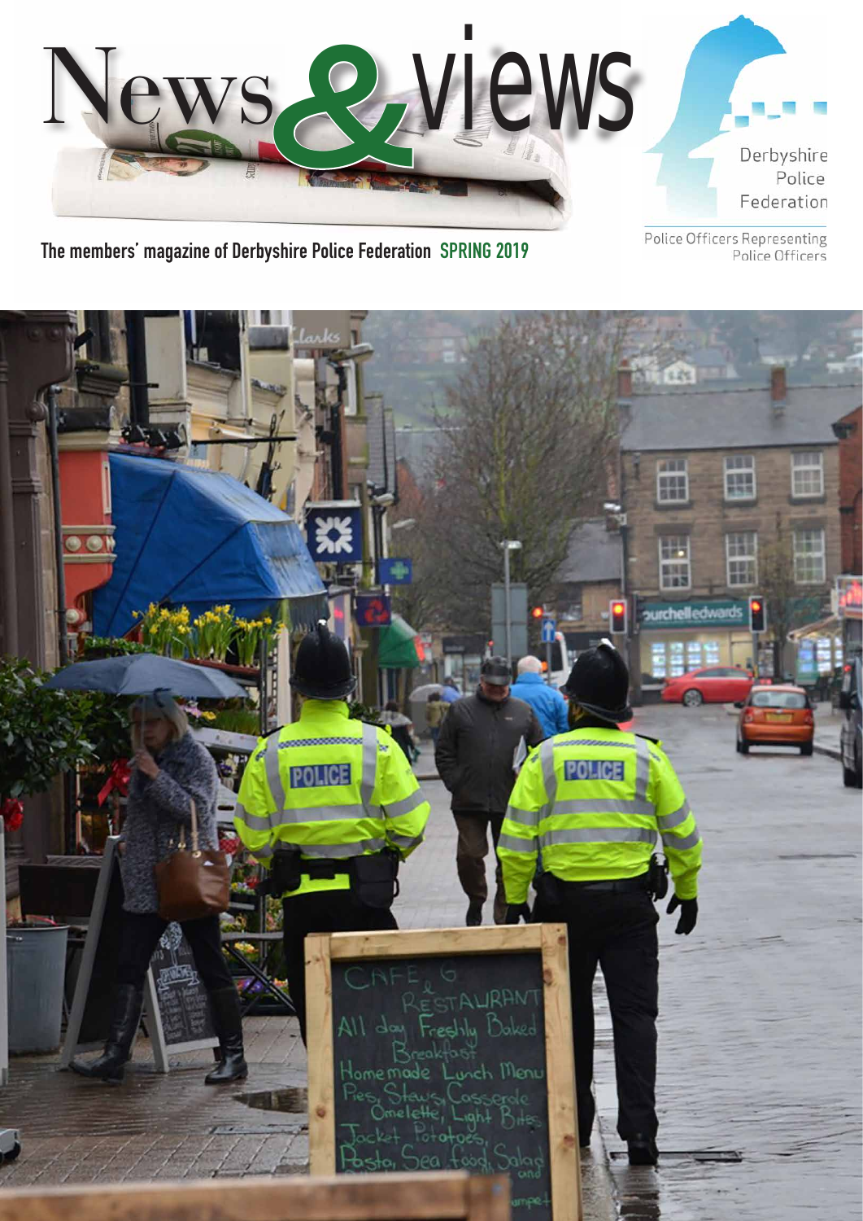# News & views

Derbyshire Police Federation

Police Officers Representing Police Officers

The members' magazine of Derbyshire Police Federation **SPRING 2019**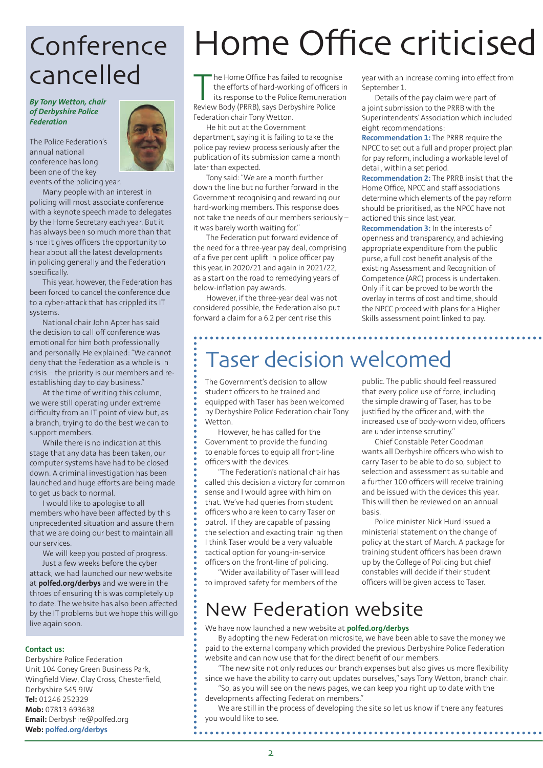# Conference cancelled

***By Tony Wetton, chair of Derbyshire Police Federation***

The Police Federation's annual national conference has long been one of the key events of the policing year.

Many people with an interest in policing will most associate conference with a keynote speech made to delegates by the Home Secretary each year. But it has always been so much more than that since it gives officers the opportunity to hear about all the latest developments in policing generally and the Federation specifically.

This year, however, the Federation has been forced to cancel the conference due to a cyber-attack that has crippled its IT systems.

National chair John Apter has said the decision to call off conference was emotional for him both professionally and personally. He explained: "We cannot deny that the Federation as a whole is in crisis – the priority is our members and re-establishing day to day business."

At the time of writing this column, we were still operating under extreme difficulty from an IT point of view but, as a branch, trying to do the best we can to support members.

While there is no indication at this stage that any data has been taken, our computer systems have had to be closed down. A criminal investigation has been launched and huge efforts are being made to get us back to normal.

I would like to apologise to all members who have been affected by this unprecedented situation and assure them that we are doing our best to maintain all our services.

We will keep you posted of progress.

Just a few weeks before the cyber attack, we had launched our new website at **polfed.org/derbys** and we were in the throes of ensuring this was completely up to date. The website has also been affected by the IT problems but we hope this will go live again soon.

**Contact us:**

Derbyshire Police Federation
Unit 104 Coney Green Business Park,
Wingfield View, Clay Cross, Chesterfield,
Derbyshire S45 9JW
**Tel:** 01246 252329
**Mob:** 07813 693638
**Email:** Derbyshire@polfed.org
**Web:** **polfed.org/derbys**

# Home Office criticised

The Home Office has failed to recognise the efforts of hard-working of officers in its response to the Police Remuneration Review Body (PRRB), says Derbyshire Police Federation chair Tony Wetton.

He hit out at the Government department, saying it is failing to take the police pay review process seriously after the publication of its submission came a month later than expected.

Tony said: "We are a month further down the line but no further forward in the Government recognising and rewarding our hard-working members. This response does not take the needs of our members seriously – it was barely worth waiting for."

The Federation put forward evidence of the need for a three-year pay deal, comprising of a five per cent uplift in police officer pay this year, in 2020/21 and again in 2021/22, as a start on the road to remedying years of below-inflation pay awards.

However, if the three-year deal was not considered possible, the Federation also put forward a claim for a 6.2 per cent rise this year with an increase coming into effect from September 1.

Details of the pay claim were part of a joint submission to the PRRB with the Superintendents' Association which included eight recommendations:

**Recommendation 1:** The PRRB require the NPCC to set out a full and proper project plan for pay reform, including a workable level of detail, within a set period.

**Recommendation 2:** The PRRB insist that the Home Office, NPCC and staff associations determine which elements of the pay reform should be prioritised, as the NPCC have not actioned this since last year.

**Recommendation 3:** In the interests of openness and transparency, and achieving appropriate expenditure from the public purse, a full cost benefit analysis of the existing Assessment and Recognition of Competence (ARC) process is undertaken. Only if it can be proved to be worth the overlay in terms of cost and time, should the NPCC proceed with plans for a Higher Skills assessment point linked to pay.

## Taser decision welcomed

The Government's decision to allow student officers to be trained and equipped with Taser has been welcomed by Derbyshire Police Federation chair Tony Wetton.

However, he has called for the Government to provide the funding to enable forces to equip all front-line officers with the devices.

"The Federation's national chair has called this decision a victory for common sense and I would agree with him on that. We've had queries from student officers who are keen to carry Taser on patrol. If they are capable of passing the selection and exacting training then I think Taser would be a very valuable tactical option for young-in-service officers on the front-line of policing.

"Wider availability of Taser will lead to improved safety for members of the public. The public should feel reassured that every police use of force, including the simple drawing of Taser, has to be justified by the officer and, with the increased use of body-worn video, officers are under intense scrutiny."

Chief Constable Peter Goodman wants all Derbyshire officers who wish to carry Taser to be able to do so, subject to selection and assessment as suitable and a further 100 officers will receive training and be issued with the devices this year. This will then be reviewed on an annual basis.

Police minister Nick Hurd issued a ministerial statement on the change of policy at the start of March. A package for training student officers has been drawn up by the College of Policing but chief constables will decide if their student officers will be given access to Taser.

## New Federation website

We have now launched a new website at **polfed.org/derbys**

By adopting the new Federation microsite, we have been able to save the money we paid to the external company which provided the previous Derbyshire Police Federation website and can now use that for the direct benefit of our members.

"The new site not only reduces our branch expenses but also gives us more flexibility since we have the ability to carry out updates ourselves," says Tony Wetton, branch chair.

"So, as you will see on the news pages, we can keep you right up to date with the developments affecting Federation members."

We are still in the process of developing the site so let us know if there any features you would like to see.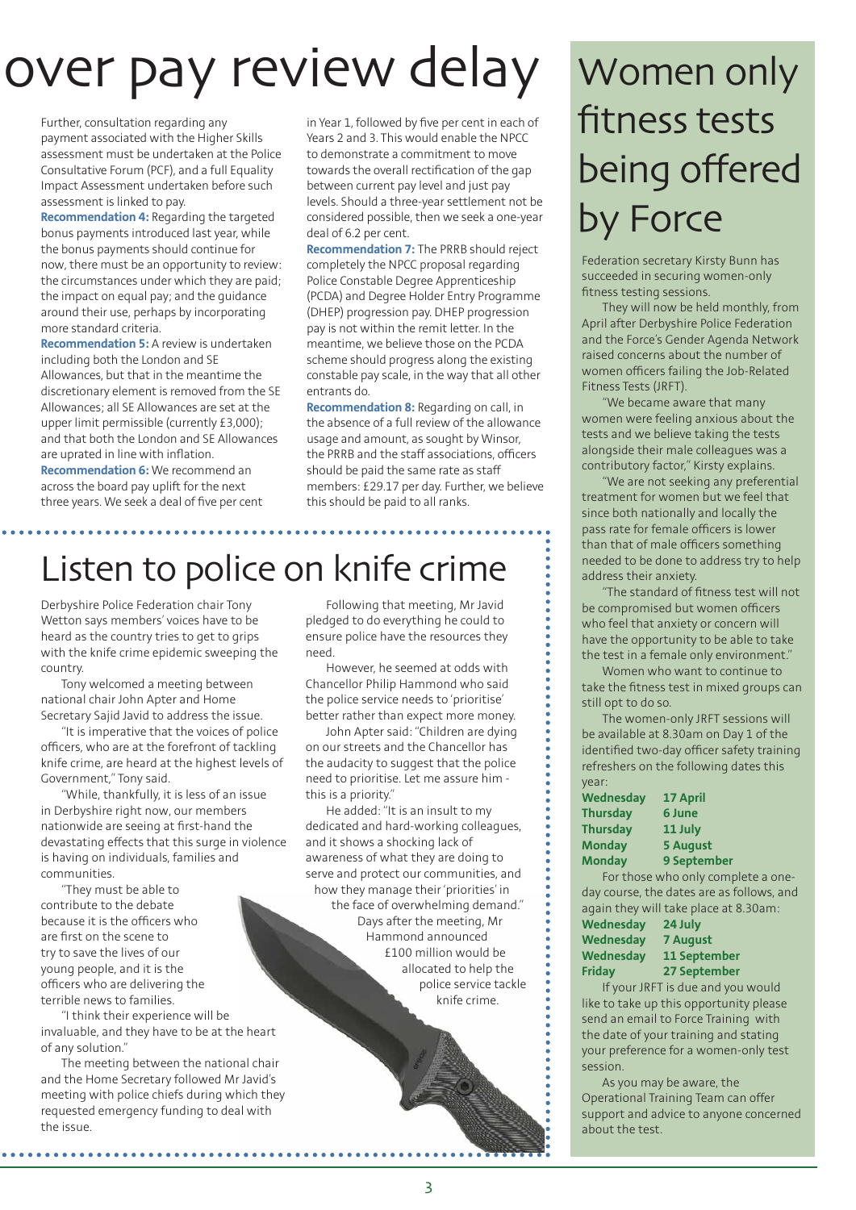# over pay review delay

Further, consultation regarding any payment associated with the Higher Skills assessment must be undertaken at the Police Consultative Forum (PCF), and a full Equality Impact Assessment undertaken before such assessment is linked to pay.

**Recommendation 4:** Regarding the targeted bonus payments introduced last year, while the bonus payments should continue for now, there must be an opportunity to review: the circumstances under which they are paid; the impact on equal pay; and the guidance around their use, perhaps by incorporating more standard criteria.

**Recommendation 5:** A review is undertaken including both the London and SE Allowances, but that in the meantime the discretionary element is removed from the SE Allowances; all SE Allowances are set at the upper limit permissible (currently £3,000); and that both the London and SE Allowances are uprated in line with inflation.

**Recommendation 6:** We recommend an across the board pay uplift for the next three years. We seek a deal of five per cent in Year 1, followed by five per cent in each of Years 2 and 3. This would enable the NPCC to demonstrate a commitment to move towards the overall rectification of the gap between current pay level and just pay levels. Should a three-year settlement not be considered possible, then we seek a one-year deal of 6.2 per cent.

**Recommendation 7:** The PRRB should reject completely the NPCC proposal regarding Police Constable Degree Apprenticeship (PCDA) and Degree Holder Entry Programme (DHEP) progression pay. DHEP progression pay is not within the remit letter. In the meantime, we believe those on the PCDA scheme should progress along the existing constable pay scale, in the way that all other entrants do.

**Recommendation 8:** Regarding on call, in the absence of a full review of the allowance usage and amount, as sought by Winsor, the PRRB and the staff associations, officers should be paid the same rate as staff members: £29.17 per day. Further, we believe this should be paid to all ranks.

# Listen to police on knife crime

Derbyshire Police Federation chair Tony Wetton says members' voices have to be heard as the country tries to get to grips with the knife crime epidemic sweeping the country.

Tony welcomed a meeting between national chair John Apter and Home Secretary Sajid Javid to address the issue.

"It is imperative that the voices of police officers, who are at the forefront of tackling knife crime, are heard at the highest levels of Government," Tony said.

"While, thankfully, it is less of an issue in Derbyshire right now, our members nationwide are seeing at first-hand the devastating effects that this surge in violence is having on individuals, families and communities.

"They must be able to contribute to the debate because it is the officers who are first on the scene to try to save the lives of our young people, and it is the officers who are delivering the terrible news to families.

"I think their experience will be invaluable, and they have to be at the heart of any solution."

The meeting between the national chair and the Home Secretary followed Mr Javid's meeting with police chiefs during which they requested emergency funding to deal with the issue.

Following that meeting, Mr Javid pledged to do everything he could to ensure police have the resources they need.

However, he seemed at odds with Chancellor Philip Hammond who said the police service needs to 'prioritise' better rather than expect more money.

John Apter said: "Children are dying on our streets and the Chancellor has the audacity to suggest that the police need to prioritise. Let me assure him - this is a priority."

He added: "It is an insult to my dedicated and hard-working colleagues, and it shows a shocking lack of awareness of what they are doing to serve and protect our communities, and how they manage their 'priorities' in the face of overwhelming demand."

Days after the meeting, Mr Hammond announced £100 million would be allocated to help the police service tackle knife crime.

# Women only fitness tests being offered by Force

Federation secretary Kirsty Bunn has succeeded in securing women-only fitness testing sessions.

They will now be held monthly, from April after Derbyshire Police Federation and the Force's Gender Agenda Network raised concerns about the number of women officers failing the Job-Related Fitness Tests (JRFT).

"We became aware that many women were feeling anxious about the tests and we believe taking the tests alongside their male colleagues was a contributory factor," Kirsty explains.

"We are not seeking any preferential treatment for women but we feel that since both nationally and locally the pass rate for female officers is lower than that of male officers something needed to be done to address try to help address their anxiety.

"The standard of fitness test will not be compromised but women officers who feel that anxiety or concern will have the opportunity to be able to take the test in a female only environment."

Women who want to continue to take the fitness test in mixed groups can still opt to do so.

The women-only JRFT sessions will be available at 8.30am on Day 1 of the identified two-day officer safety training refreshers on the following dates this year:

**Wednesday** **17 April**
**Thursday** **6 June**
**Thursday** **11 July**
**Monday** **5 August**
**Monday** **9 September**

For those who only complete a one-day course, the dates are as follows, and again they will take place at 8.30am:

**Wednesday** **24 July**
**Wednesday** **7 August**
**Wednesday** **11 September**
**Friday** **27 September**

If your JRFT is due and you would like to take up this opportunity please send an email to Force Training with the date of your training and stating your preference for a women-only test session.

As you may be aware, the Operational Training Team can offer support and advice to anyone concerned about the test.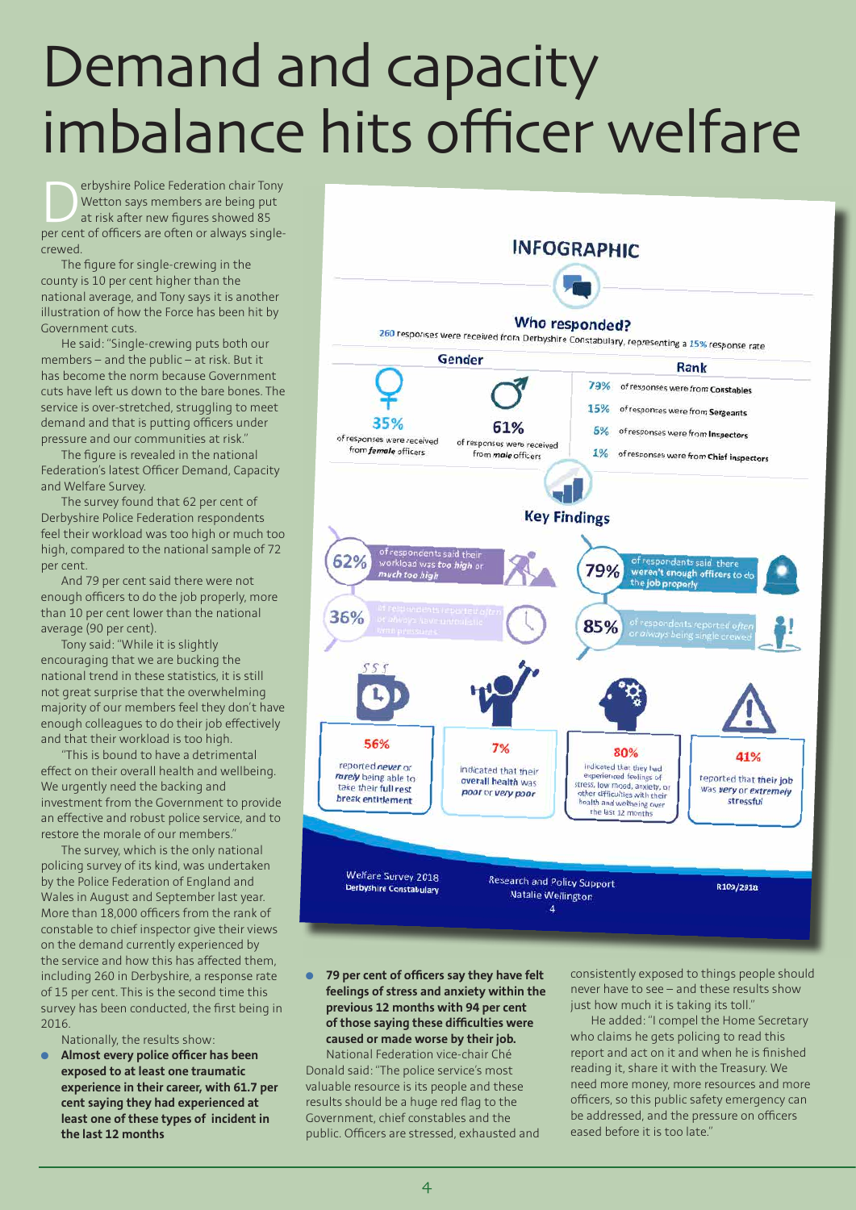# Demand and capacity imbalance hits officer welfare

Derbyshire Police Federation chair Tony Wetton says members are being put at risk after new figures showed 85 per cent of officers are often or always single-crewed.

The figure for single-crewing in the county is 10 per cent higher than the national average, and Tony says it is another illustration of how the Force has been hit by Government cuts.

He said: "Single-crewing puts both our members – and the public – at risk. But it has become the norm because Government cuts have left us down to the bare bones. The service is over-stretched, struggling to meet demand and that is putting officers under pressure and our communities at risk."

The figure is revealed in the national Federation's latest Officer Demand, Capacity and Welfare Survey.

The survey found that 62 per cent of Derbyshire Police Federation respondents feel their workload was too high or much too high, compared to the national sample of 72 per cent.

And 79 per cent said there were not enough officers to do the job properly, more than 10 per cent lower than the national average (90 per cent).

Tony said: "While it is slightly encouraging that we are bucking the national trend in these statistics, it is still not great surprise that the overwhelming majority of our members feel they don't have enough colleagues to do their job effectively and that their workload is too high.

"This is bound to have a detrimental effect on their overall health and wellbeing. We urgently need the backing and investment from the Government to provide an effective and robust police service, and to restore the morale of our members."

The survey, which is the only national policing survey of its kind, was undertaken by the Police Federation of England and Wales in August and September last year. More than 18,000 officers from the rank of constable to chief inspector give their views on the demand currently experienced by the service and how this has affected them, including 260 in Derbyshire, a response rate of 15 per cent. This is the second time this survey has been conducted, the first being in 2016.

INFOGRAPHIC

Who responded?

260 responses were received from Derbyshire Constabulary, representing a 15% response rate

Gender

35% of responses were received from *female* officers

61% of responses were received from *male* officers

Rank

79% of responses were from Constables

15% of responses were from Sergeants

5% of responses were from Inspectors

1% of responses were from Chief inspectors

Key Findings

62% of respondents said their workload was *too high* or *much too high*

79% of respondents said there **weren't enough officers** to do the job properly

36% of respondents reported often or always have unrealistic time pressures

85% of respondents reported *often or always* being single crewed

56% reported *never* or *rarely* being able to take their full rest break entitlement

7% indicated that their overall health was *poor* or *very poor*

80% indicated that they had experienced feelings of stress, low mood, anxiety, or other difficulties with their health and wellbeing over the last 12 months

41% reported that their job was *very* or *extremely* stressful

Welfare Survey 2018 Derbyshire Constabulary

Research and Policy Support Natalie Wellington

R109/2018

Nationally, the results show:

- **Almost every police officer has been exposed to at least one traumatic experience in their career, with 61.7 per cent saying they had experienced at least one of these types of incident in the last 12 months**
- **79 per cent of officers say they have felt feelings of stress and anxiety within the previous 12 months with 94 per cent of those saying these difficulties were caused or made worse by their job.**

National Federation vice-chair Ché Donald said: "The police service's most valuable resource is its people and these results should be a huge red flag to the Government, chief constables and the public. Officers are stressed, exhausted and consistently exposed to things people should never have to see – and these results show just how much it is taking its toll."

He added: "I compel the Home Secretary who claims he gets policing to read this report and act on it and when he is finished reading it, share it with the Treasury. We need more money, more resources and more officers, so this public safety emergency can be addressed, and the pressure on officers eased before it is too late."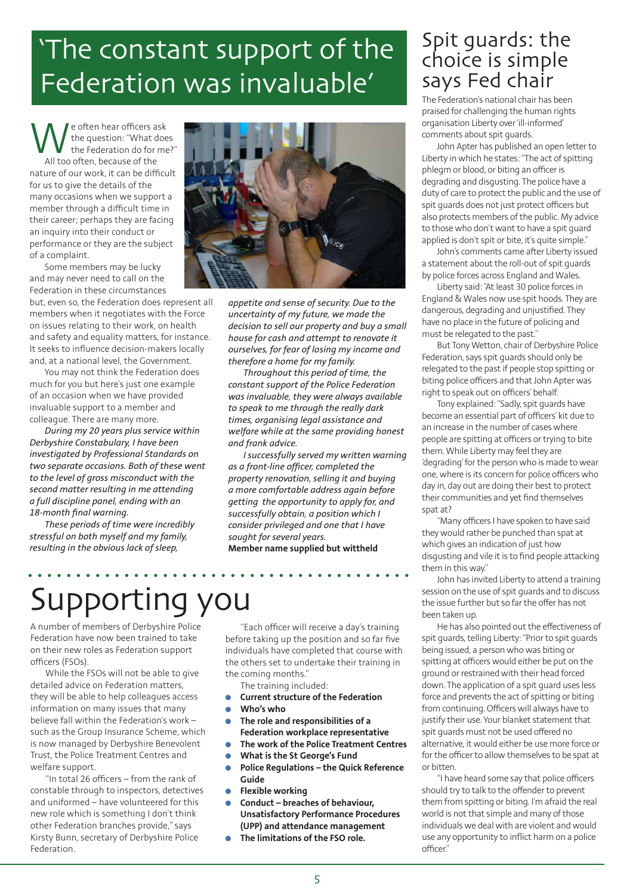# 'The constant support of the Federation was invaluable'

We often hear officers ask the question: "What does the Federation do for me?"

All too often, because of the nature of our work, it can be difficult for us to give the details of the many occasions when we support a member through a difficult time in their career; perhaps they are facing an inquiry into their conduct or performance or they are the subject of a complaint.

Some members may be lucky and may never need to call on the Federation in these circumstances but, even so, the Federation does represent all members when it negotiates with the Force on issues relating to their work, on health and safety and equality matters, for instance. It seeks to influence decision-makers locally and, at a national level, the Government.

You may not think the Federation does much for you but here's just one example of an occasion when we have provided invaluable support to a member and colleague. There are many more.

*During my 20 years plus service within Derbyshire Constabulary, I have been investigated by Professional Standards on two separate occasions. Both of these went to the level of gross misconduct with the second matter resulting in me attending a full discipline panel, ending with an 18-month final warning.*

*These periods of time were incredibly stressful on both myself and my family, resulting in the obvious lack of sleep, appetite and sense of security. Due to the uncertainty of my future, we made the decision to sell our property and buy a small house for cash and attempt to renovate it ourselves, for fear of losing my income and therefore a home for my family.*

*Throughout this period of time, the constant support of the Police Federation was invaluable, they were always available to speak to me through the really dark times, organising legal assistance and welfare while at the same providing honest and frank advice.*

*I successfully served my written warning as a front-line officer, completed the property renovation, selling it and buying a more comfortable address again before getting the opportunity to apply for, and successfully obtain, a position which I consider privileged and one that I have sought for several years.*

**Member name supplied but wittheld**

# Supporting you

A number of members of Derbyshire Police Federation have now been trained to take on their new roles as Federation support officers (FSOs).

While the FSOs will not be able to give detailed advice on Federation matters, they will be able to help colleagues access information on many issues that many believe fall within the Federation's work – such as the Group Insurance Scheme, which is now managed by Derbyshire Benevolent Trust, the Police Treatment Centres and welfare support.

"In total 26 officers – from the rank of constable through to inspectors, detectives and uniformed – have volunteered for this new role which is something I don't think other Federation branches provide," says Kirsty Bunn, secretary of Derbyshire Police Federation.

"Each officer will receive a day's training before taking up the position and so far five individuals have completed that course with the others set to undertake their training in the coming months."

The training included:

- **Current structure of the Federation**
- **Who's who**
- **The role and responsibilities of a Federation workplace representative**
- **The work of the Police Treatment Centres**
- **What is the St George's Fund**
- **Police Regulations – the Quick Reference Guide**
- **Flexible working**
- **Conduct – breaches of behaviour, Unsatisfactory Performance Procedures (UPP) and attendance management**
- **The limitations of the FSO role.**

## Spit guards: the choice is simple says Fed chair

The Federation's national chair has been praised for challenging the human rights organisation Liberty over 'ill-informed' comments about spit guards.

John Apter has published an open letter to Liberty in which he states: "The act of spitting phlegm or blood, or biting an officer is degrading and disgusting. The police have a duty of care to protect the public and the use of spit guards does not just protect officers but also protects members of the public. My advice to those who don't want to have a spit guard applied is don't spit or bite, it's quite simple."

John's comments came after Liberty issued a statement about the roll-out of spit guards by police forces across England and Wales.

Liberty said: "At least 30 police forces in England & Wales now use spit hoods. They are dangerous, degrading and unjustified. They have no place in the future of policing and must be relegated to the past."

But Tony Wetton, chair of Derbyshire Police Federation, says spit guards should only be relegated to the past if people stop spitting or biting police officers and that John Apter was right to speak out on officers' behalf.

Tony explained: "Sadly, spit guards have become an essential part of officers' kit due to an increase in the number of cases where people are spitting at officers or trying to bite them. While Liberty may feel they are 'degrading' for the person who is made to wear one, where is its concern for police officers who day in, day out are doing their best to protect their communities and yet find themselves spat at?

"Many officers I have spoken to have said they would rather be punched than spat at which gives an indication of just how disgusting and vile it is to find people attacking them in this way."

John has invited Liberty to attend a training session on the use of spit guards and to discuss the issue further but so far the offer has not been taken up.

He has also pointed out the effectiveness of spit guards, telling Liberty: "Prior to spit guards being issued, a person who was biting or spitting at officers would either be put on the ground or restrained with their head forced down. The application of a spit guard uses less force and prevents the act of spitting or biting from continuing. Officers will always have to justify their use. Your blanket statement that spit guards must not be used offered no alternative, it would either be use more force or for the officer to allow themselves to be spat at or bitten.

"I have heard some say that police officers should try to talk to the offender to prevent them from spitting or biting. I'm afraid the real world is not that simple and many of those individuals we deal with are violent and would use any opportunity to inflict harm on a police officer."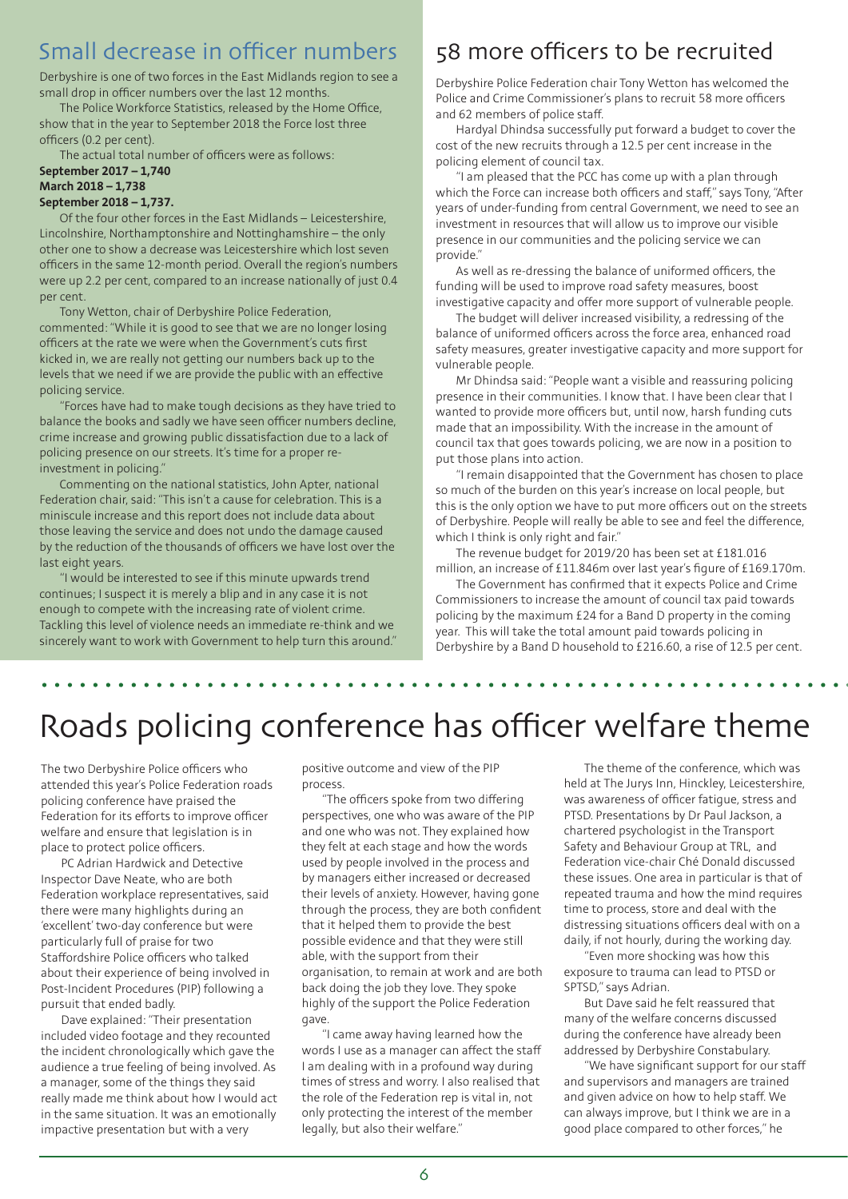## Small decrease in officer numbers

Derbyshire is one of two forces in the East Midlands region to see a small drop in officer numbers over the last 12 months.

The Police Workforce Statistics, released by the Home Office, show that in the year to September 2018 the Force lost three officers (0.2 per cent).

The actual total number of officers were as follows:

**September 2017 – 1,740**
**March 2018 – 1,738**
**September 2018 – 1,737.**

Of the four other forces in the East Midlands – Leicestershire, Lincolnshire, Northamptonshire and Nottinghamshire – the only other one to show a decrease was Leicestershire which lost seven officers in the same 12-month period. Overall the region's numbers were up 2.2 per cent, compared to an increase nationally of just 0.4 per cent.

Tony Wetton, chair of Derbyshire Police Federation, commented: "While it is good to see that we are no longer losing officers at the rate we were when the Government's cuts first kicked in, we are really not getting our numbers back up to the levels that we need if we are provide the public with an effective policing service.

"Forces have had to make tough decisions as they have tried to balance the books and sadly we have seen officer numbers decline, crime increase and growing public dissatisfaction due to a lack of policing presence on our streets. It's time for a proper re-investment in policing."

Commenting on the national statistics, John Apter, national Federation chair, said: "This isn't a cause for celebration. This is a miniscule increase and this report does not include data about those leaving the service and does not undo the damage caused by the reduction of the thousands of officers we have lost over the last eight years.

"I would be interested to see if this minute upwards trend continues; I suspect it is merely a blip and in any case it is not enough to compete with the increasing rate of violent crime. Tackling this level of violence needs an immediate re-think and we sincerely want to work with Government to help turn this around."

## 58 more officers to be recruited

Derbyshire Police Federation chair Tony Wetton has welcomed the Police and Crime Commissioner's plans to recruit 58 more officers and 62 members of police staff.

Hardyal Dhindsa successfully put forward a budget to cover the cost of the new recruits through a 12.5 per cent increase in the policing element of council tax.

"I am pleased that the PCC has come up with a plan through which the Force can increase both officers and staff," says Tony, "After years of under-funding from central Government, we need to see an investment in resources that will allow us to improve our visible presence in our communities and the policing service we can provide."

As well as re-dressing the balance of uniformed officers, the funding will be used to improve road safety measures, boost investigative capacity and offer more support of vulnerable people.

The budget will deliver increased visibility, a redressing of the balance of uniformed officers across the force area, enhanced road safety measures, greater investigative capacity and more support for vulnerable people.

Mr Dhindsa said: "People want a visible and reassuring policing presence in their communities. I know that. I have been clear that I wanted to provide more officers but, until now, harsh funding cuts made that an impossibility. With the increase in the amount of council tax that goes towards policing, we are now in a position to put those plans into action.

"I remain disappointed that the Government has chosen to place so much of the burden on this year's increase on local people, but this is the only option we have to put more officers out on the streets of Derbyshire. People will really be able to see and feel the difference, which I think is only right and fair."

The revenue budget for 2019/20 has been set at £181.016 million, an increase of £11.846m over last year's figure of £169.170m.

The Government has confirmed that it expects Police and Crime Commissioners to increase the amount of council tax paid towards policing by the maximum £24 for a Band D property in the coming year. This will take the total amount paid towards policing in Derbyshire by a Band D household to £216.60, a rise of 12.5 per cent.

# Roads policing conference has officer welfare theme

The two Derbyshire Police officers who attended this year's Police Federation roads policing conference have praised the Federation for its efforts to improve officer welfare and ensure that legislation is in place to protect police officers.

PC Adrian Hardwick and Detective Inspector Dave Neate, who are both Federation workplace representatives, said there were many highlights during an 'excellent' two-day conference but were particularly full of praise for two Staffordshire Police officers who talked about their experience of being involved in Post-Incident Procedures (PIP) following a pursuit that ended badly.

Dave explained: "Their presentation included video footage and they recounted the incident chronologically which gave the audience a true feeling of being involved. As a manager, some of the things they said really made me think about how I would act in the same situation. It was an emotionally impactive presentation but with a very positive outcome and view of the PIP process.

"The officers spoke from two differing perspectives, one who was aware of the PIP and one who was not. They explained how they felt at each stage and how the words used by people involved in the process and by managers either increased or decreased their levels of anxiety. However, having gone through the process, they are both confident that it helped them to provide the best possible evidence and that they were still able, with the support from their organisation, to remain at work and are both back doing the job they love. They spoke highly of the support the Police Federation gave.

"I came away having learned how the words I use as a manager can affect the staff I am dealing with in a profound way during times of stress and worry. I also realised that the role of the Federation rep is vital in, not only protecting the interest of the member legally, but also their welfare."

The theme of the conference, which was held at The Jurys Inn, Hinckley, Leicestershire, was awareness of officer fatigue, stress and PTSD. Presentations by Dr Paul Jackson, a chartered psychologist in the Transport Safety and Behaviour Group at TRL, and Federation vice-chair Ché Donald discussed these issues. One area in particular is that of repeated trauma and how the mind requires time to process, store and deal with the distressing situations officers deal with on a daily, if not hourly, during the working day.

"Even more shocking was how this exposure to trauma can lead to PTSD or SPTSD," says Adrian.

But Dave said he felt reassured that many of the welfare concerns discussed during the conference have already been addressed by Derbyshire Constabulary.

"We have significant support for our staff and supervisors and managers are trained and given advice on how to help staff. We can always improve, but I think we are in a good place compared to other forces," he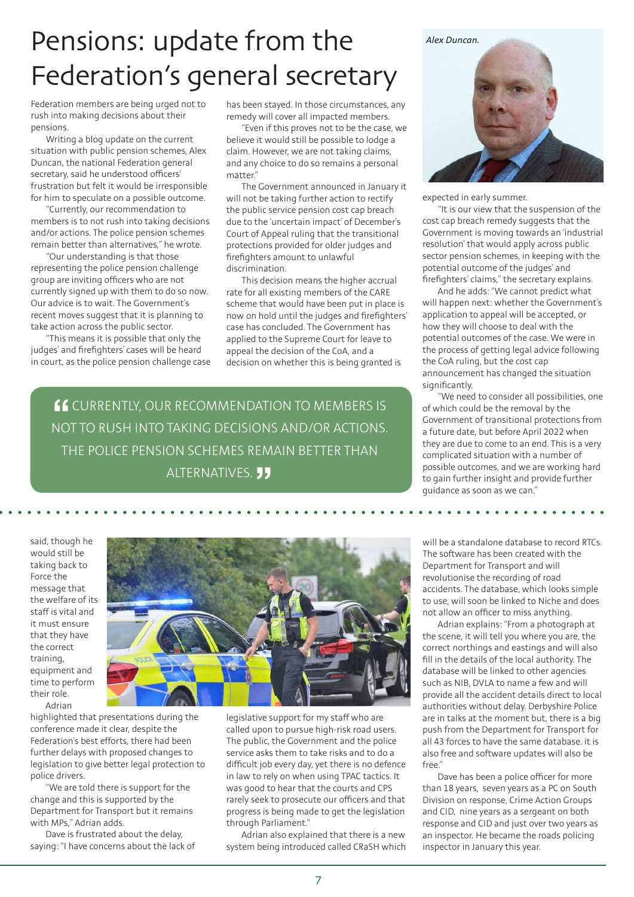# Pensions: update from the Federation's general secretary

Federation members are being urged not to rush into making decisions about their pensions.

Writing a blog update on the current situation with public pension schemes, Alex Duncan, the national Federation general secretary, said he understood officers' frustration but felt it would be irresponsible for him to speculate on a possible outcome.

"Currently, our recommendation to members is to not rush into taking decisions and/or actions. The police pension schemes remain better than alternatives," he wrote.

"Our understanding is that those representing the police pension challenge group are inviting officers who are not currently signed up with them to do so now. Our advice is to wait. The Government's recent moves suggest that it is planning to take action across the public sector.

"This means it is possible that only the judges' and firefighters' cases will be heard in court, as the police pension challenge case has been stayed. In those circumstances, any remedy will cover all impacted members.

"Even if this proves not to be the case, we believe it would still be possible to lodge a claim. However, we are not taking claims, and any choice to do so remains a personal matter."

The Government announced in January it will not be taking further action to rectify the public service pension cost cap breach due to the 'uncertain impact' of December's Court of Appeal ruling that the transitional protections provided for older judges and firefighters amount to unlawful discrimination.

This decision means the higher accrual rate for all existing members of the CARE scheme that would have been put in place is now on hold until the judges and firefighters' case has concluded. The Government has applied to the Supreme Court for leave to appeal the decision of the CoA, and a decision on whether this is being granted is expected in early summer.

"It is our view that the suspension of the cost cap breach remedy suggests that the Government is moving towards an 'industrial resolution' that would apply across public sector pension schemes, in keeping with the potential outcome of the judges' and firefighters' claims," the secretary explains.

And he adds: "We cannot predict what will happen next: whether the Government's application to appeal will be accepted, or how they will choose to deal with the potential outcomes of the case. We were in the process of getting legal advice following the CoA ruling, but the cost cap announcement has changed the situation significantly.

"We need to consider all possibilities, one of which could be the removal by the Government of transitional protections from a future date, but before April 2022 when they are due to come to an end. This is a very complicated situation with a number of possible outcomes, and we are working hard to gain further insight and provide further guidance as soon as we can."

*Alex Duncan.*

> "CURRENTLY, OUR RECOMMENDATION TO MEMBERS IS NOT TO RUSH INTO TAKING DECISIONS AND/OR ACTIONS. THE POLICE PENSION SCHEMES REMAIN BETTER THAN ALTERNATIVES."

---

said, though he would still be taking back to Force the message that the welfare of its staff is vital and it must ensure that they have the correct training, equipment and time to perform their role.

Adrian highlighted that presentations during the conference made it clear, despite the Federation's best efforts, there had been further delays with proposed changes to legislation to give better legal protection to police drivers.

"We are told there is support for the change and this is supported by the Department for Transport but it remains with MPs," Adrian adds.

Dave is frustrated about the delay, saying: "I have concerns about the lack of legislative support for my staff who are called upon to pursue high-risk road users. The public, the Government and the police service asks them to take risks and to do a difficult job every day, yet there is no defence in law to rely on when using TPAC tactics. It was good to hear that the courts and CPS rarely seek to prosecute our officers and that progress is being made to get the legislation through Parliament."

Adrian also explained that there is a new system being introduced called CRaSH which will be a standalone database to record RTCs. The software has been created with the Department for Transport and will revolutionise the recording of road accidents. The database, which looks simple to use, will soon be linked to Niche and does not allow an officer to miss anything.

Adrian explains: "From a photograph at the scene, it will tell you where you are, the correct northings and eastings and will also fill in the details of the local authority. The database will be linked to other agencies such as NIB, DVLA to name a few and will provide all the accident details direct to local authorities without delay. Derbyshire Police are in talks at the moment but, there is a big push from the Department for Transport for all 43 forces to have the same database. it is also free and software updates will also be free."

Dave has been a police officer for more than 18 years, seven years as a PC on South Division on response, Crime Action Groups and CID, nine years as a sergeant on both response and CID and just over two years as an inspector. He became the roads policing inspector in January this year.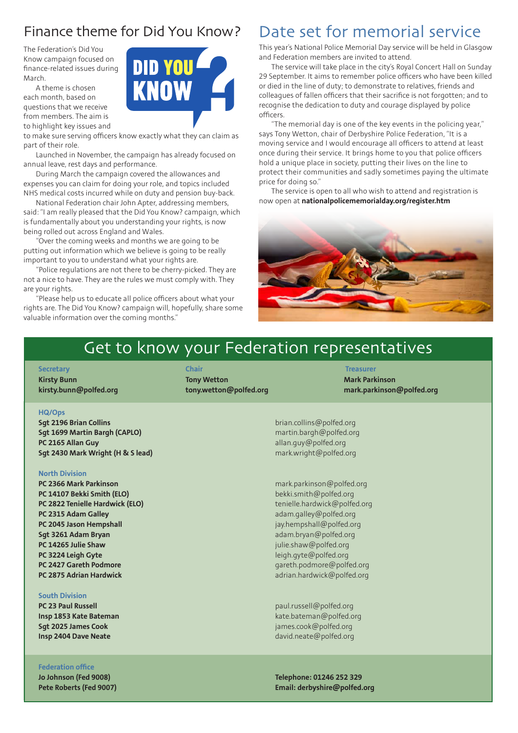## Finance theme for Did You Know?

The Federation's Did You Know campaign focused on finance-related issues during March.

A theme is chosen each month, based on questions that we receive from members. The aim is to highlight key issues and to make sure serving officers know exactly what they can claim as part of their role.

Launched in November, the campaign has already focused on annual leave, rest days and performance.

During March the campaign covered the allowances and expenses you can claim for doing your role, and topics included NHS medical costs incurred while on duty and pension buy-back.

National Federation chair John Apter, addressing members, said: "I am really pleased that the Did You Know? campaign, which is fundamentally about you understanding your rights, is now being rolled out across England and Wales.

"Over the coming weeks and months we are going to be putting out information which we believe is going to be really important to you to understand what your rights are.

"Police regulations are not there to be cherry-picked. They are not a nice to have. They are the rules we must comply with. They are your rights.

"Please help us to educate all police officers about what your rights are. The Did You Know? campaign will, hopefully, share some valuable information over the coming months."

## Date set for memorial service

This year's National Police Memorial Day service will be held in Glasgow and Federation members are invited to attend.

The service will take place in the city's Royal Concert Hall on Sunday 29 September. It aims to remember police officers who have been killed or died in the line of duty; to demonstrate to relatives, friends and colleagues of fallen officers that their sacrifice is not forgotten; and to recognise the dedication to duty and courage displayed by police officers.

"The memorial day is one of the key events in the policing year," says Tony Wetton, chair of Derbyshire Police Federation, "It is a moving service and I would encourage all officers to attend at least once during their service. It brings home to you that police officers hold a unique place in society, putting their lives on the line to protect their communities and sadly sometimes paying the ultimate price for doing so."

The service is open to all who wish to attend and registration is now open at **nationalpolicememorialday.org/register.htm**

## Get to know your Federation representatives

| Secretary | Chair | Treasurer |
|---|---|---|
| **Kirsty Bunn** | **Tony Wetton** | **Mark Parkinson** |
| **kirsty.bunn@polfed.org** | **tony.wetton@polfed.org** | **mark.parkinson@polfed.org** |

### HQ/Ops

| | |
|---|---|
| **Sgt 2196 Brian Collins** | brian.collins@polfed.org |
| **Sgt 1699 Martin Bargh (CAPLO)** | martin.bargh@polfed.org |
| **PC 2165 Allan Guy** | allan.guy@polfed.org |
| **Sgt 2430 Mark Wright (H & S lead)** | mark.wright@polfed.org |

### North Division

| | |
|---|---|
| **PC 2366 Mark Parkinson** | mark.parkinson@polfed.org |
| **PC 14107 Bekki Smith (ELO)** | bekki.smith@polfed.org |
| **PC 2822 Tenielle Hardwick (ELO)** | tenielle.hardwick@polfed.org |
| **PC 2315 Adam Galley** | adam.galley@polfed.org |
| **PC 2045 Jason Hempshall** | jay.hempshall@polfed.org |
| **Sgt 3261 Adam Bryan** | adam.bryan@polfed.org |
| **PC 14265 Julie Shaw** | julie.shaw@polfed.org |
| **PC 3224 Leigh Gyte** | leigh.gyte@polfed.org |
| **PC 2427 Gareth Podmore** | gareth.podmore@polfed.org |
| **PC 2875 Adrian Hardwick** | adrian.hardwick@polfed.org |

### South Division

| | |
|---|---|
| **PC 23 Paul Russell** | paul.russell@polfed.org |
| **Insp 1853 Kate Bateman** | kate.bateman@polfed.org |
| **Sgt 2025 James Cook** | james.cook@polfed.org |
| **Insp 2404 Dave Neate** | david.neate@polfed.org |

### Federation office

| | |
|---|---|
| **Jo Johnson (Fed 9008)** | **Telephone: 01246 252 329** |
| **Pete Roberts (Fed 9007)** | **Email: derbyshire@polfed.org** |